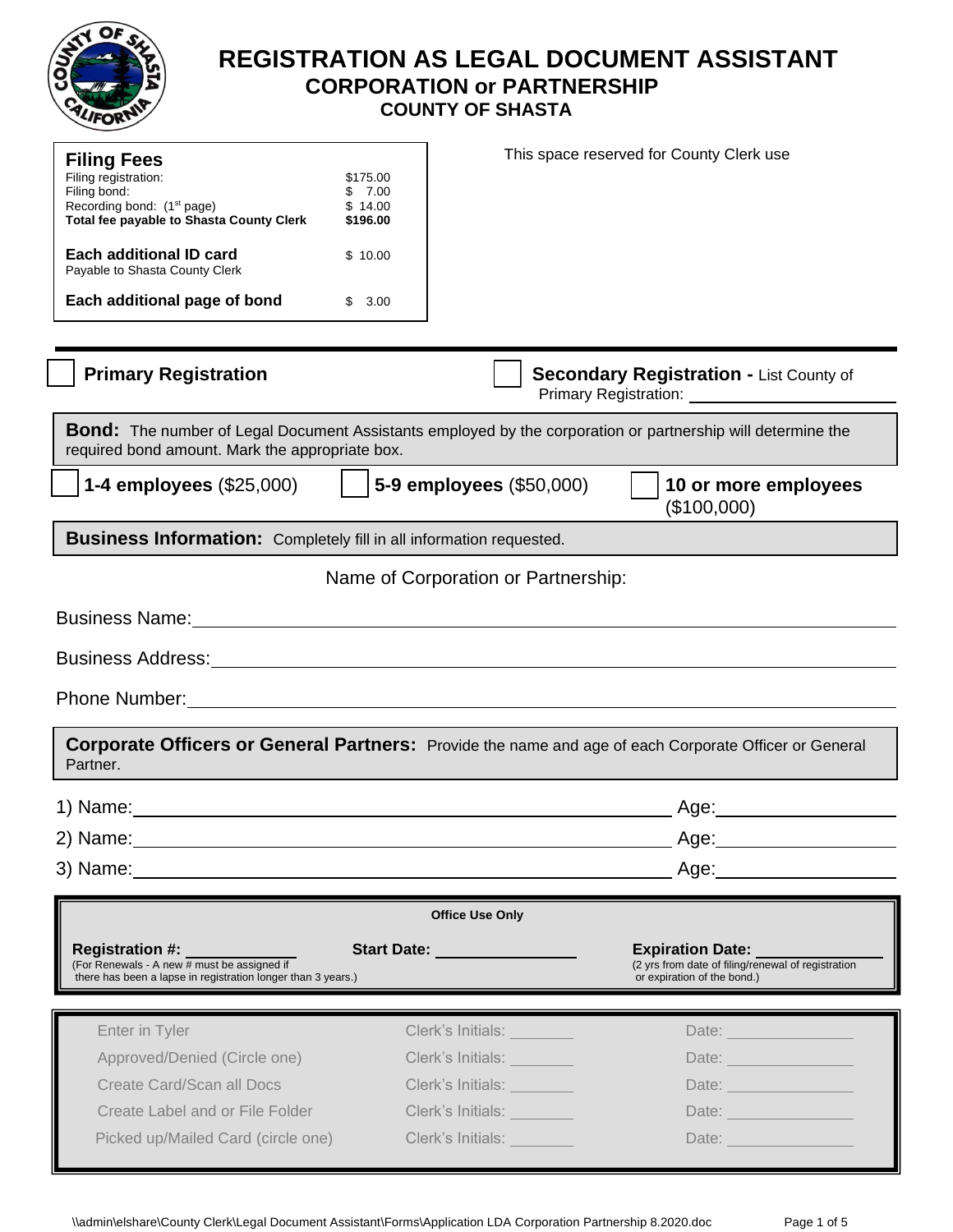# REGISTRATION AS LEGAL DOCUMENT ASSISTANT
## CORPORATION or PARTNERSHIP
### COUNTY OF SHASTA

| **Filing Fees** | |
|---|---|
| Filing registration: | $175.00 |
| Filing bond: | $ 7.00 |
| Recording bond: (1st page) | $ 14.00 |
| **Total fee payable to Shasta County Clerk** | **$196.00** |
| **Each additional ID card** Payable to Shasta County Clerk | $ 10.00 |
| **Each additional page of bond** | $ 3.00 |

This space reserved for County Clerk use

☐ **Primary Registration**

☐ **Secondary Registration -** List County of Primary Registration: ______________________

**Bond:** The number of Legal Document Assistants employed by the corporation or partnership will determine the required bond amount. Mark the appropriate box.

☐ **1-4 employees** ($25,000) ☐ **5-9 employees** ($50,000) ☐ **10 or more employees** ($100,000)

**Business Information:** Completely fill in all information requested.

Name of Corporation or Partnership:

Business Name: ______________________________________________

Business Address: ______________________________________________

Phone Number: ______________________________________________

**Corporate Officers or General Partners:** Provide the name and age of each Corporate Officer or General Partner.

1) Name: ______________________________ Age: __________

2) Name: ______________________________ Age: __________

3) Name: ______________________________ Age: __________

**Office Use Only**

**Registration #:** __________ (For Renewals - A new # must be assigned if there has been a lapse in registration longer than 3 years.)

**Start Date:** __________

**Expiration Date:** __________ (2 yrs from date of filing/renewal of registration or expiration of the bond.)

| | | |
|---|---|---|
| Enter in Tyler | Clerk's Initials: _______ | Date: __________ |
| Approved/Denied (Circle one) | Clerk's Initials: _______ | Date: __________ |
| Create Card/Scan all Docs | Clerk's Initials: _______ | Date: __________ |
| Create Label and or File Folder | Clerk's Initials: _______ | Date: __________ |
| Picked up/Mailed Card (circle one) | Clerk's Initials: _______ | Date: __________ |

\\admin\elshare\County Clerk\Legal Document Assistant\Forms\Application LDA Corporation Partnership 8.2020.doc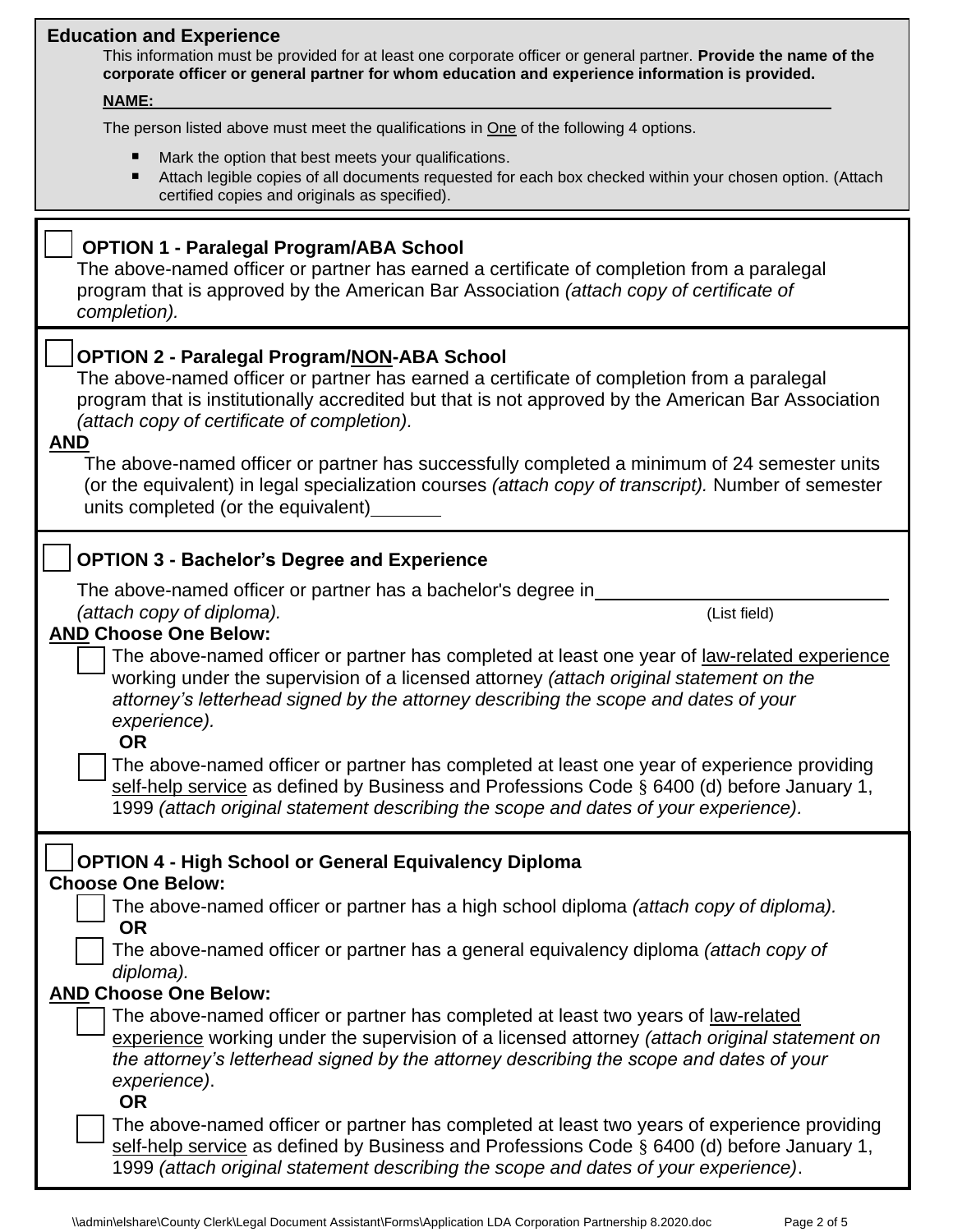## Education and Experience

This information must be provided for at least one corporate officer or general partner. **Provide the name of the corporate officer or general partner for whom education and experience information is provided.**

**NAME:** ______________________________________________________________

The person listed above must meet the qualifications in One of the following 4 options.

- Mark the option that best meets your qualifications.
- Attach legible copies of all documents requested for each box checked within your chosen option. (Attach certified copies and originals as specified).

---

☐ **OPTION 1 - Paralegal Program/ABA School**

The above-named officer or partner has earned a certificate of completion from a paralegal program that is approved by the American Bar Association *(attach copy of certificate of completion).*

---

☐ **OPTION 2 - Paralegal Program/NON-ABA School**

The above-named officer or partner has earned a certificate of completion from a paralegal program that is institutionally accredited but that is not approved by the American Bar Association *(attach copy of certificate of completion).*

**AND**

The above-named officer or partner has successfully completed a minimum of 24 semester units (or the equivalent) in legal specialization courses *(attach copy of transcript).* Number of semester units completed (or the equivalent)_______

---

☐ **OPTION 3 - Bachelor's Degree and Experience**

The above-named officer or partner has a bachelor's degree in____________________________ *(attach copy of diploma).* (List field)

**AND Choose One Below:**

☐ The above-named officer or partner has completed at least one year of law-related experience working under the supervision of a licensed attorney *(attach original statement on the attorney's letterhead signed by the attorney describing the scope and dates of your experience).*

**OR**

☐ The above-named officer or partner has completed at least one year of experience providing self-help service as defined by Business and Professions Code § 6400 (d) before January 1, 1999 *(attach original statement describing the scope and dates of your experience).*

---

☐ **OPTION 4 - High School or General Equivalency Diploma**

**Choose One Below:**

☐ The above-named officer or partner has a high school diploma *(attach copy of diploma).*

**OR**

☐ The above-named officer or partner has a general equivalency diploma *(attach copy of diploma).*

**AND Choose One Below:**

☐ The above-named officer or partner has completed at least two years of law-related experience working under the supervision of a licensed attorney *(attach original statement on the attorney's letterhead signed by the attorney describing the scope and dates of your experience)*.

**OR**

☐ The above-named officer or partner has completed at least two years of experience providing self-help service as defined by Business and Professions Code § 6400 (d) before January 1, 1999 *(attach original statement describing the scope and dates of your experience)*.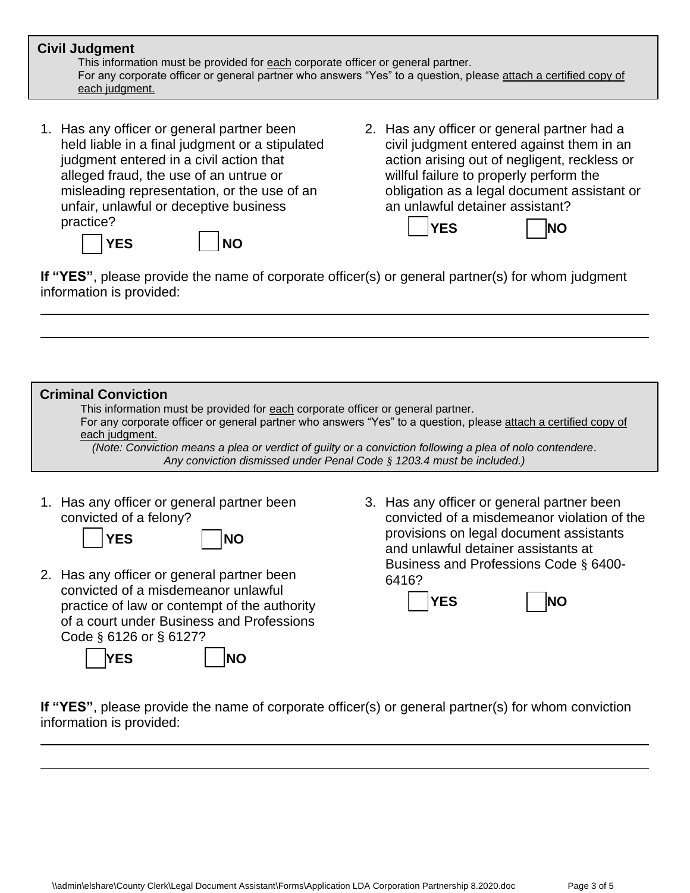## Civil Judgment

This information must be provided for each corporate officer or general partner.
For any corporate officer or general partner who answers "Yes" to a question, please attach a certified copy of each judgment.

1. Has any officer or general partner been held liable in a final judgment or a stipulated judgment entered in a civil action that alleged fraud, the use of an untrue or misleading representation, or the use of an unfair, unlawful or deceptive business practice?

   ☐ **YES** ☐ **NO**

2. Has any officer or general partner had a civil judgment entered against them in an action arising out of negligent, reckless or willful failure to properly perform the obligation as a legal document assistant or an unlawful detainer assistant?

   ☐ **YES** ☐ **NO**

**If "YES"**, please provide the name of corporate officer(s) or general partner(s) for whom judgment information is provided:

\_\_\_\_\_\_\_\_\_\_\_\_\_\_\_\_\_\_\_\_\_\_\_\_\_\_\_\_\_\_\_\_\_\_\_\_\_\_\_\_\_\_\_\_\_\_\_\_\_\_\_\_\_\_\_\_\_\_\_\_\_\_\_\_\_\_\_\_\_\_\_\_\_\_\_\_

\_\_\_\_\_\_\_\_\_\_\_\_\_\_\_\_\_\_\_\_\_\_\_\_\_\_\_\_\_\_\_\_\_\_\_\_\_\_\_\_\_\_\_\_\_\_\_\_\_\_\_\_\_\_\_\_\_\_\_\_\_\_\_\_\_\_\_\_\_\_\_\_\_\_\_\_

## Criminal Conviction

This information must be provided for each corporate officer or general partner.
For any corporate officer or general partner who answers "Yes" to a question, please attach a certified copy of each judgment.

*(Note: Conviction means a plea or verdict of guilty or a conviction following a plea of nolo contendere. Any conviction dismissed under Penal Code § 1203.4 must be included.)*

1. Has any officer or general partner been convicted of a felony?

   ☐ **YES** ☐ **NO**

2. Has any officer or general partner been convicted of a misdemeanor unlawful practice of law or contempt of the authority of a court under Business and Professions Code § 6126 or § 6127?

   ☐ **YES** ☐ **NO**

3. Has any officer or general partner been convicted of a misdemeanor violation of the provisions on legal document assistants and unlawful detainer assistants at Business and Professions Code § 6400-6416?

   ☐ **YES** ☐ **NO**

**If "YES"**, please provide the name of corporate officer(s) or general partner(s) for whom conviction information is provided:

\_\_\_\_\_\_\_\_\_\_\_\_\_\_\_\_\_\_\_\_\_\_\_\_\_\_\_\_\_\_\_\_\_\_\_\_\_\_\_\_\_\_\_\_\_\_\_\_\_\_\_\_\_\_\_\_\_\_\_\_\_\_\_\_\_\_\_\_\_\_\_\_\_\_\_\_

\_\_\_\_\_\_\_\_\_\_\_\_\_\_\_\_\_\_\_\_\_\_\_\_\_\_\_\_\_\_\_\_\_\_\_\_\_\_\_\_\_\_\_\_\_\_\_\_\_\_\_\_\_\_\_\_\_\_\_\_\_\_\_\_\_\_\_\_\_\_\_\_\_\_\_\_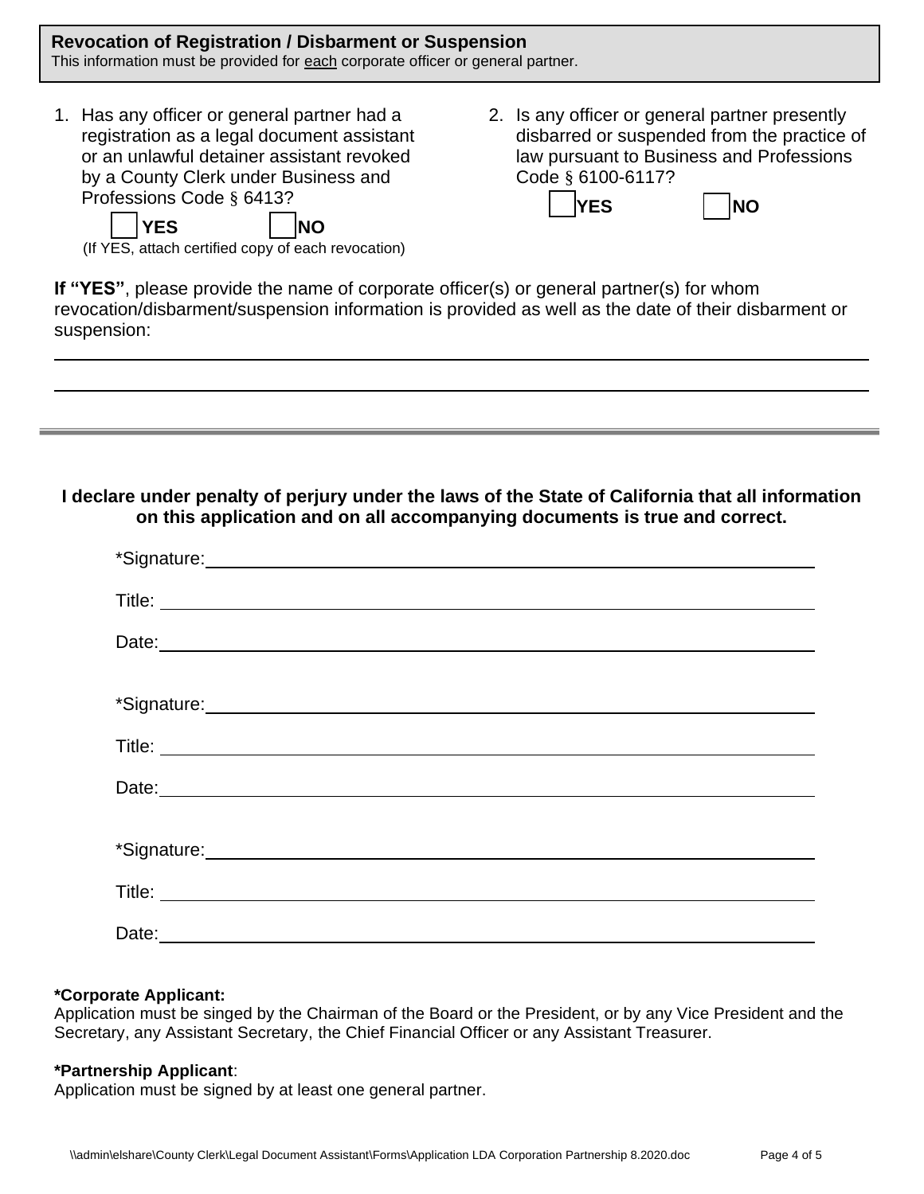## Revocation of Registration / Disbarment or Suspension

This information must be provided for each corporate officer or general partner.

1. Has any officer or general partner had a registration as a legal document assistant or an unlawful detainer assistant revoked by a County Clerk under Business and Professions Code § 6413?

   ☐ **YES** ☐ **NO**

   (If YES, attach certified copy of each revocation)

2. Is any officer or general partner presently disbarred or suspended from the practice of law pursuant to Business and Professions Code § 6100-6117?

   ☐ **YES** ☐ **NO**

**If "YES"**, please provide the name of corporate officer(s) or general partner(s) for whom revocation/disbarment/suspension information is provided as well as the date of their disbarment or suspension:

_______________________________________________

_______________________________________________

---

**I declare under penalty of perjury under the laws of the State of California that all information on this application and on all accompanying documents is true and correct.**

*Signature: _______________________________________________

Title: _______________________________________________

Date: _______________________________________________

*Signature: _______________________________________________

Title: _______________________________________________

Date: _______________________________________________

*Signature: _______________________________________________

Title: _______________________________________________

Date: _______________________________________________

**\*Corporate Applicant:**
Application must be singed by the Chairman of the Board or the President, or by any Vice President and the Secretary, any Assistant Secretary, the Chief Financial Officer or any Assistant Treasurer.

**\*Partnership Applicant**:
Application must be signed by at least one general partner.

\\admin\elshare\County Clerk\Legal Document Assistant\Forms\Application LDA Corporation Partnership 8.2020.doc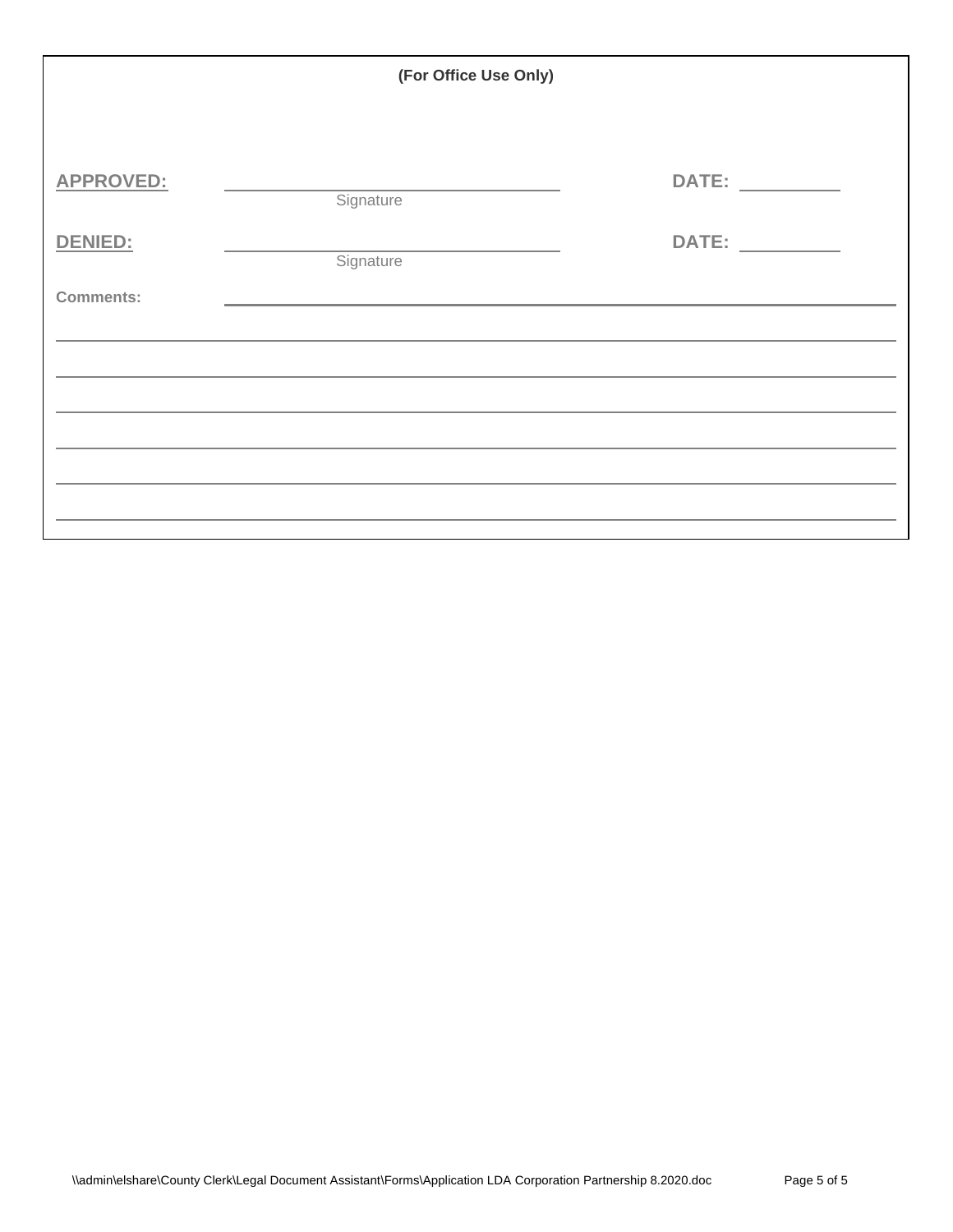**(For Office Use Only)**

**APPROVED:** \_\_\_\_\_\_\_\_\_\_\_\_\_\_\_\_\_\_\_\_\_\_\_\_\_\_\_\_\_\_ **DATE:** \_\_\_\_\_\_\_\_\_\_
Signature

**DENIED:** \_\_\_\_\_\_\_\_\_\_\_\_\_\_\_\_\_\_\_\_\_\_\_\_\_\_\_\_\_\_ **DATE:** \_\_\_\_\_\_\_\_\_\_
Signature

**Comments:** \_\_\_\_\_\_\_\_\_\_\_\_\_\_\_\_\_\_\_\_\_\_\_\_\_\_\_\_\_\_\_\_\_\_\_\_\_\_\_\_\_\_\_\_\_\_\_\_\_\_\_\_\_\_\_\_\_\_\_\_

\_\_\_\_\_\_\_\_\_\_\_\_\_\_\_\_\_\_\_\_\_\_\_\_\_\_\_\_\_\_\_\_\_\_\_\_\_\_\_\_\_\_\_\_\_\_\_\_\_\_\_\_\_\_\_\_\_\_\_\_\_\_\_\_\_\_\_\_\_\_\_\_

\_\_\_\_\_\_\_\_\_\_\_\_\_\_\_\_\_\_\_\_\_\_\_\_\_\_\_\_\_\_\_\_\_\_\_\_\_\_\_\_\_\_\_\_\_\_\_\_\_\_\_\_\_\_\_\_\_\_\_\_\_\_\_\_\_\_\_\_\_\_\_\_

\_\_\_\_\_\_\_\_\_\_\_\_\_\_\_\_\_\_\_\_\_\_\_\_\_\_\_\_\_\_\_\_\_\_\_\_\_\_\_\_\_\_\_\_\_\_\_\_\_\_\_\_\_\_\_\_\_\_\_\_\_\_\_\_\_\_\_\_\_\_\_\_

\_\_\_\_\_\_\_\_\_\_\_\_\_\_\_\_\_\_\_\_\_\_\_\_\_\_\_\_\_\_\_\_\_\_\_\_\_\_\_\_\_\_\_\_\_\_\_\_\_\_\_\_\_\_\_\_\_\_\_\_\_\_\_\_\_\_\_\_\_\_\_\_

\_\_\_\_\_\_\_\_\_\_\_\_\_\_\_\_\_\_\_\_\_\_\_\_\_\_\_\_\_\_\_\_\_\_\_\_\_\_\_\_\_\_\_\_\_\_\_\_\_\_\_\_\_\_\_\_\_\_\_\_\_\_\_\_\_\_\_\_\_\_\_\_

\_\_\_\_\_\_\_\_\_\_\_\_\_\_\_\_\_\_\_\_\_\_\_\_\_\_\_\_\_\_\_\_\_\_\_\_\_\_\_\_\_\_\_\_\_\_\_\_\_\_\_\_\_\_\_\_\_\_\_\_\_\_\_\_\_\_\_\_\_\_\_\_

\\admin\elshare\County Clerk\Legal Document Assistant\Forms\Application LDA Corporation Partnership 8.2020.doc